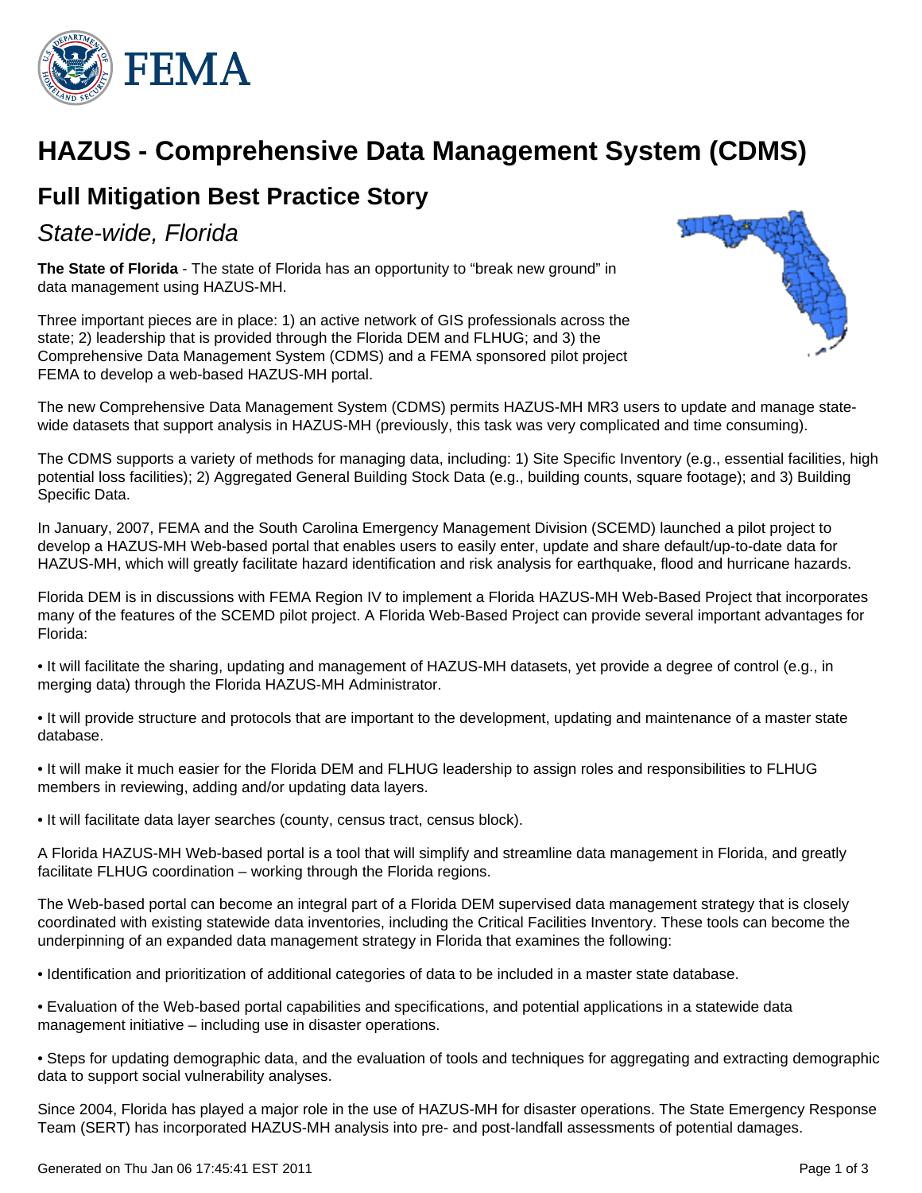# HAZUS - Comprehensive Data Management System (CDMS)

## Full Mitigation Best Practice Story

### *State-wide, Florida*

**The State of Florida** - The state of Florida has an opportunity to "break new ground" in data management using HAZUS-MH.

Three important pieces are in place: 1) an active network of GIS professionals across the state; 2) leadership that is provided through the Florida DEM and FLHUG; and 3) the Comprehensive Data Management System (CDMS) and a FEMA sponsored pilot project FEMA to develop a web-based HAZUS-MH portal.

The new Comprehensive Data Management System (CDMS) permits HAZUS-MH MR3 users to update and manage state-wide datasets that support analysis in HAZUS-MH (previously, this task was very complicated and time consuming).

The CDMS supports a variety of methods for managing data, including: 1) Site Specific Inventory (e.g., essential facilities, high potential loss facilities); 2) Aggregated General Building Stock Data (e.g., building counts, square footage); and 3) Building Specific Data.

In January, 2007, FEMA and the South Carolina Emergency Management Division (SCEMD) launched a pilot project to develop a HAZUS-MH Web-based portal that enables users to easily enter, update and share default/up-to-date data for HAZUS-MH, which will greatly facilitate hazard identification and risk analysis for earthquake, flood and hurricane hazards.

Florida DEM is in discussions with FEMA Region IV to implement a Florida HAZUS-MH Web-Based Project that incorporates many of the features of the SCEMD pilot project. A Florida Web-Based Project can provide several important advantages for Florida:

• It will facilitate the sharing, updating and management of HAZUS-MH datasets, yet provide a degree of control (e.g., in merging data) through the Florida HAZUS-MH Administrator.

• It will provide structure and protocols that are important to the development, updating and maintenance of a master state database.

• It will make it much easier for the Florida DEM and FLHUG leadership to assign roles and responsibilities to FLHUG members in reviewing, adding and/or updating data layers.

• It will facilitate data layer searches (county, census tract, census block).

A Florida HAZUS-MH Web-based portal is a tool that will simplify and streamline data management in Florida, and greatly facilitate FLHUG coordination – working through the Florida regions.

The Web-based portal can become an integral part of a Florida DEM supervised data management strategy that is closely coordinated with existing statewide data inventories, including the Critical Facilities Inventory. These tools can become the underpinning of an expanded data management strategy in Florida that examines the following:

• Identification and prioritization of additional categories of data to be included in a master state database.

• Evaluation of the Web-based portal capabilities and specifications, and potential applications in a statewide data management initiative – including use in disaster operations.

• Steps for updating demographic data, and the evaluation of tools and techniques for aggregating and extracting demographic data to support social vulnerability analyses.

Since 2004, Florida has played a major role in the use of HAZUS-MH for disaster operations. The State Emergency Response Team (SERT) has incorporated HAZUS-MH analysis into pre- and post-landfall assessments of potential damages.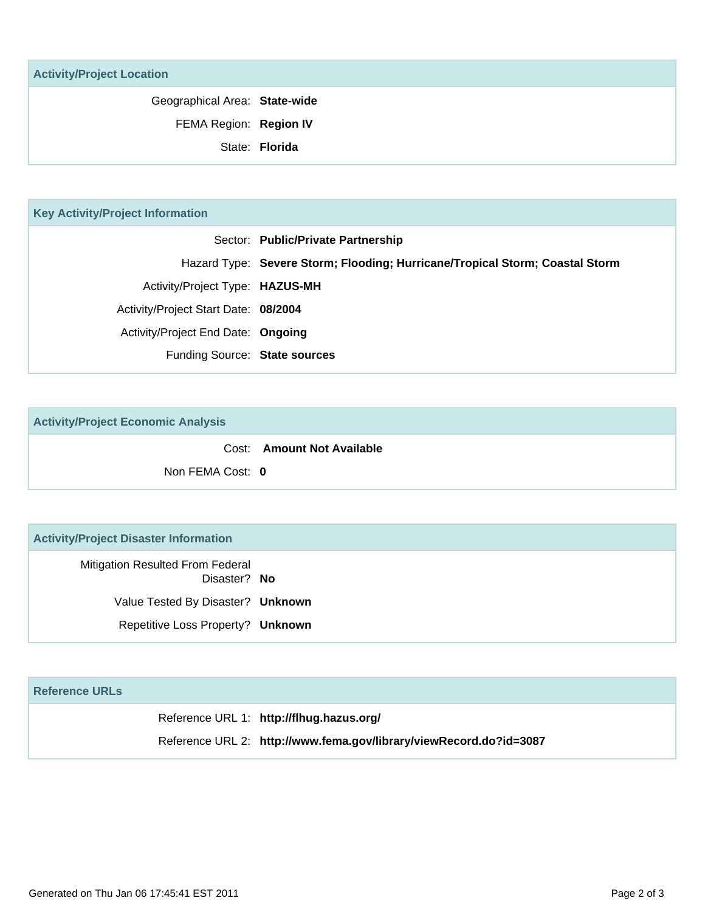## Activity/Project Location

| | |
|---|---|
| Geographical Area: | **State-wide** |
| FEMA Region: | **Region IV** |
| State: | **Florida** |

## Key Activity/Project Information

| | |
|---|---|
| Sector: | **Public/Private Partnership** |
| Hazard Type: | **Severe Storm; Flooding; Hurricane/Tropical Storm; Coastal Storm** |
| Activity/Project Type: | **HAZUS-MH** |
| Activity/Project Start Date: | **08/2004** |
| Activity/Project End Date: | **Ongoing** |
| Funding Source: | **State sources** |

## Activity/Project Economic Analysis

| | |
|---|---|
| Cost: | **Amount Not Available** |
| Non FEMA Cost: | **0** |

## Activity/Project Disaster Information

| | |
|---|---|
| Mitigation Resulted From Federal Disaster? | **No** |
| Value Tested By Disaster? | **Unknown** |
| Repetitive Loss Property? | **Unknown** |

## Reference URLs

| | |
|---|---|
| Reference URL 1: | **http://flhug.hazus.org/** |
| Reference URL 2: | **http://www.fema.gov/library/viewRecord.do?id=3087** |

Generated on Thu Jan 06 17:45:41 EST 2011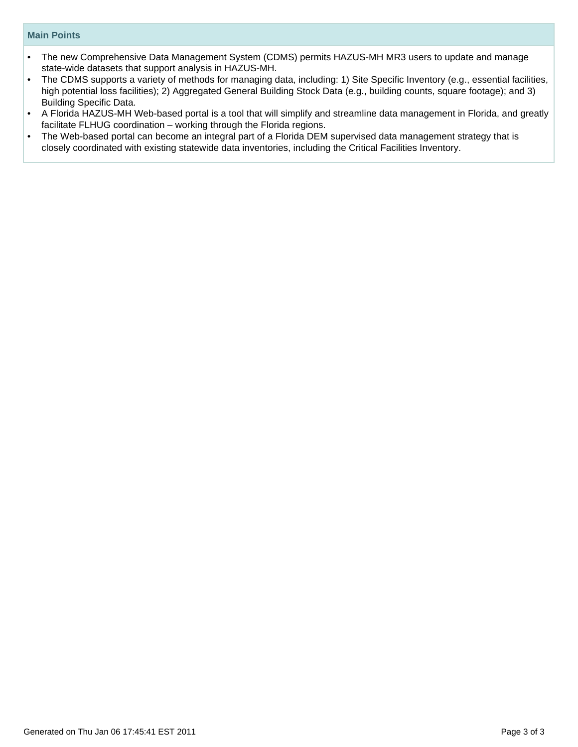### Main Points

- The new Comprehensive Data Management System (CDMS) permits HAZUS-MH MR3 users to update and manage state-wide datasets that support analysis in HAZUS-MH.
- The CDMS supports a variety of methods for managing data, including: 1) Site Specific Inventory (e.g., essential facilities, high potential loss facilities); 2) Aggregated General Building Stock Data (e.g., building counts, square footage); and 3) Building Specific Data.
- A Florida HAZUS-MH Web-based portal is a tool that will simplify and streamline data management in Florida, and greatly facilitate FLHUG coordination – working through the Florida regions.
- The Web-based portal can become an integral part of a Florida DEM supervised data management strategy that is closely coordinated with existing statewide data inventories, including the Critical Facilities Inventory.

Generated on Thu Jan 06 17:45:41 EST 2011